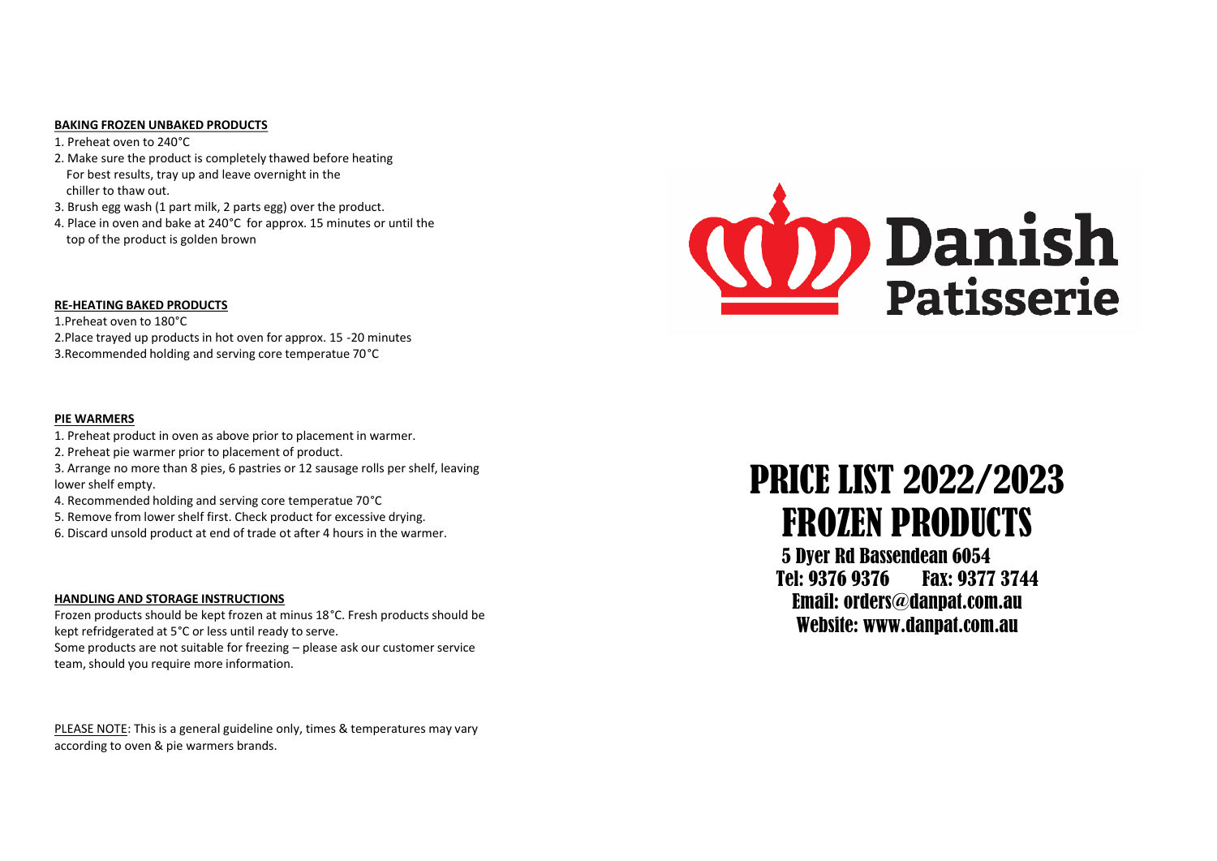**BAKING FROZEN UNBAKED PRODUCTS**

1. Preheat oven to 240°C
2. Make sure the product is completely thawed before heating
   For best results, tray up and leave overnight in the
   chiller to thaw out.
3. Brush egg wash (1 part milk, 2 parts egg) over the product.
4. Place in oven and bake at 240°C for approx. 15 minutes or until the
   top of the product is golden brown

**RE-HEATING BAKED PRODUCTS**

1.Preheat oven to 180°C

2.Place trayed up products in hot oven for approx. 15 -20 minutes

3.Recommended holding and serving core temperatue 70°C

**PIE WARMERS**

1. Preheat product in oven as above prior to placement in warmer.
2. Preheat pie warmer prior to placement of product.
3. Arrange no more than 8 pies, 6 pastries or 12 sausage rolls per shelf, leaving lower shelf empty.
4. Recommended holding and serving core temperatue 70°C
5. Remove from lower shelf first. Check product for excessive drying.
6. Discard unsold product at end of trade ot after 4 hours in the warmer.

**HANDLING AND STORAGE INSTRUCTIONS**

Frozen products should be kept frozen at minus 18°C. Fresh products should be kept refridgerated at 5°C or less until ready to serve.
Some products are not suitable for freezing – please ask our customer service team, should you require more information.

PLEASE NOTE: This is a general guideline only, times & temperatures may vary according to oven & pie warmers brands.

**Danish Patisserie**

# PRICE LIST 2022/2023
# FROZEN PRODUCTS

5 Dyer Rd Bassendean 6054

Tel: 9376 9376 Fax: 9377 3744

Email: orders@danpat.com.au

Website: www.danpat.com.au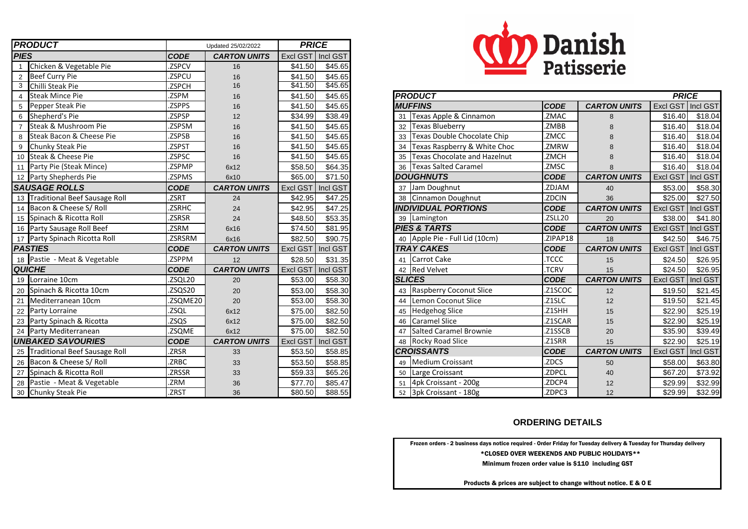# Danish Patisserie

| PRODUCT | | Updated 25/02/2022 | | PRICE | |
|---|---|---|---|---|---|
| **PIES** | | **CODE** | **CARTON UNITS** | Excl GST | Incl GST |
| 1 | Chicken & Vegetable Pie | .ZSPCV | 16 | $41.50 | $45.65 |
| 2 | Beef Curry Pie | .ZSPCU | 16 | $41.50 | $45.65 |
| 3 | Chilli Steak Pie | .ZSPCH | 16 | $41.50 | $45.65 |
| 4 | Steak Mince Pie | .ZSPM | 16 | $41.50 | $45.65 |
| 5 | Pepper Steak Pie | .ZSPPS | 16 | $41.50 | $45.65 |
| 6 | Shepherd's Pie | .ZSPSP | 12 | $34.99 | $38.49 |
| 7 | Steak & Mushroom Pie | .ZSPSM | 16 | $41.50 | $45.65 |
| 8 | Steak Bacon & Cheese Pie | .ZSPSB | 16 | $41.50 | $45.65 |
| 9 | Chunky Steak Pie | .ZSPST | 16 | $41.50 | $45.65 |
| 10 | Steak & Cheese Pie | .ZSPSC | 16 | $41.50 | $45.65 |
| 11 | Party Pie (Steak Mince) | .ZSPMP | 6x12 | $58.50 | $64.35 |
| 12 | Party Shepherds Pie | .ZSPMS | 6x10 | $65.00 | $71.50 |
| **SAUSAGE ROLLS** | | **CODE** | **CARTON UNITS** | Excl GST | Incl GST |
| 13 | Traditional Beef Sausage Roll | .ZSRT | 24 | $42.95 | $47.25 |
| 14 | Bacon & Cheese S/ Roll | .ZSRHC | 24 | $42.95 | $47.25 |
| 15 | Spinach & Ricotta Roll | .ZSRSR | 24 | $48.50 | $53.35 |
| 16 | Party Sausage Roll Beef | .ZSRM | 6x16 | $74.50 | $81.95 |
| 17 | Party Spinach Ricotta Roll | .ZSRSRM | 6x16 | $82.50 | $90.75 |
| **PASTIES** | | **CODE** | **CARTON UNITS** | Excl GST | Incl GST |
| 18 | Pastie - Meat & Vegetable | .ZSPPM | 12 | $28.50 | $31.35 |
| **QUICHE** | | **CODE** | **CARTON UNITS** | Excl GST | Incl GST |
| 19 | Lorraine 10cm | .ZSQL20 | 20 | $53.00 | $58.30 |
| 20 | Spinach & Ricotta 10cm | .ZSQS20 | 20 | $53.00 | $58.30 |
| 21 | Mediterranean 10cm | .ZSQME20 | 20 | $53.00 | $58.30 |
| 22 | Party Lorraine | .ZSQL | 6x12 | $75.00 | $82.50 |
| 23 | Party Spinach & Ricotta | .ZSQS | 6x12 | $75.00 | $82.50 |
| 24 | Party Mediterranean | .ZSQME | 6x12 | $75.00 | $82.50 |
| **UNBAKED SAVOURIES** | | **CODE** | **CARTON UNITS** | Excl GST | Incl GST |
| 25 | Traditional Beef Sausage Roll | .ZRSR | 33 | $53.50 | $58.85 |
| 26 | Bacon & Cheese S/ Roll | .ZRBC | 33 | $53.50 | $58.85 |
| 27 | Spinach & Ricotta Roll | .ZRSSR | 33 | $59.33 | $65.26 |
| 28 | Pastie - Meat & Vegetable | .ZRM | 36 | $77.70 | $85.47 |
| 30 | Chunky Steak Pie | .ZRST | 36 | $80.50 | $88.55 |

| PRODUCT | | | | PRICE | |
|---|---|---|---|---|---|
| **MUFFINS** | | **CODE** | **CARTON UNITS** | Excl GST | Incl GST |
| 31 | Texas Apple & Cinnamon | .ZMAC | 8 | $16.40 | $18.04 |
| 32 | Texas Blueberry | .ZMBB | 8 | $16.40 | $18.04 |
| 33 | Texas Double Chocolate Chip | .ZMCC | 8 | $16.40 | $18.04 |
| 34 | Texas Raspberry & White Choc | .ZMRW | 8 | $16.40 | $18.04 |
| 35 | Texas Chocolate and Hazelnut | .ZMCH | 8 | $16.40 | $18.04 |
| 36 | Texas Salted Caramel | .ZMSC | 8 | $16.40 | $18.04 |
| **DOUGHNUTS** | | **CODE** | **CARTON UNITS** | Excl GST | Incl GST |
| 37 | Jam Doughnut | .ZDJAM | 40 | $53.00 | $58.30 |
| 38 | Cinnamon Doughnut | .ZDCIN | 36 | $25.00 | $27.50 |
| **INDIVIDUAL PORTIONS** | | **CODE** | **CARTON UNITS** | Excl GST | Incl GST |
| 39 | Lamington | .ZSLL20 | 20 | $38.00 | $41.80 |
| **PIES & TARTS** | | **CODE** | **CARTON UNITS** | Excl GST | Incl GST |
| 40 | Apple Pie - Full Lid (10cm) | .ZIPAP18 | 18 | $42.50 | $46.75 |
| **TRAY CAKES** | | **CODE** | **CARTON UNITS** | Excl GST | Incl GST |
| 41 | Carrot Cake | .TCCC | 15 | $24.50 | $26.95 |
| 42 | Red Velvet | .TCRV | 15 | $24.50 | $26.95 |
| **SLICES** | | **CODE** | **CARTON UNITS** | Excl GST | Incl GST |
| 43 | Raspberry Coconut Slice | .Z1SCOC | 12 | $19.50 | $21.45 |
| 44 | Lemon Coconut Slice | .Z1SLC | 12 | $19.50 | $21.45 |
| 45 | Hedgehog Slice | .Z1SHH | 15 | $22.90 | $25.19 |
| 46 | Caramel Slice | .Z1SCAR | 15 | $22.90 | $25.19 |
| 47 | Salted Caramel Brownie | .Z1SSCB | 20 | $35.90 | $39.49 |
| 48 | Rocky Road Slice | .Z1SRR | 15 | $22.90 | $25.19 |
| **CROISSANTS** | | **CODE** | **CARTON UNITS** | Excl GST | Incl GST |
| 49 | Medium Croissant | .ZDCS | 50 | $58.00 | $63.80 |
| 50 | Large Croissant | .ZDPCL | 40 | $67.20 | $73.92 |
| 51 | 4pk Croissant - 200g | .ZDCP4 | 12 | $29.99 | $32.99 |
| 52 | 3pk Croissant - 180g | .ZDPC3 | 12 | $29.99 | $32.99 |

## ORDERING DETAILS

Frozen orders - 2 business days notice required - Order Friday for Tuesday delivery & Tuesday for Thursday delivery

**CLOSED OVER WEEKENDS AND PUBLIC HOLIDAYS**

Minimum frozen order value is $110 including GST

Products & prices are subject to change without notice. E & O E